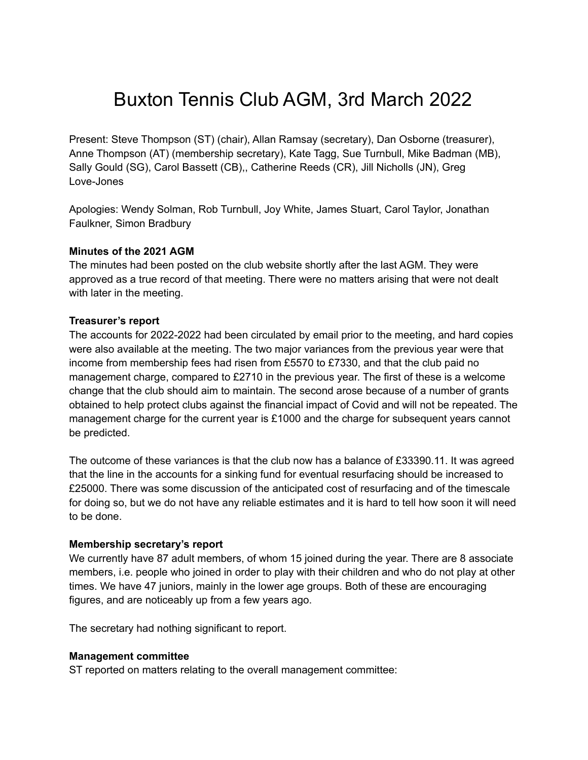# Buxton Tennis Club AGM, 3rd March 2022

Present: Steve Thompson (ST) (chair), Allan Ramsay (secretary), Dan Osborne (treasurer), Anne Thompson (AT) (membership secretary), Kate Tagg, Sue Turnbull, Mike Badman (MB), Sally Gould (SG), Carol Bassett (CB),, Catherine Reeds (CR), Jill Nicholls (JN), Greg Love-Jones

Apologies: Wendy Solman, Rob Turnbull, Joy White, James Stuart, Carol Taylor, Jonathan Faulkner, Simon Bradbury

**Minutes of the 2021 AGM**

The minutes had been posted on the club website shortly after the last AGM. They were approved as a true record of that meeting. There were no matters arising that were not dealt with later in the meeting.

**Treasurer's report**

The accounts for 2022-2022 had been circulated by email prior to the meeting, and hard copies were also available at the meeting. The two major variances from the previous year were that income from membership fees had risen from £5570 to £7330, and that the club paid no management charge, compared to £2710 in the previous year. The first of these is a welcome change that the club should aim to maintain. The second arose because of a number of grants obtained to help protect clubs against the financial impact of Covid and will not be repeated. The management charge for the current year is £1000 and the charge for subsequent years cannot be predicted.

The outcome of these variances is that the club now has a balance of £33390.11. It was agreed that the line in the accounts for a sinking fund for eventual resurfacing should be increased to £25000. There was some discussion of the anticipated cost of resurfacing and of the timescale for doing so, but we do not have any reliable estimates and it is hard to tell how soon it will need to be done.

**Membership secretary's report**

We currently have 87 adult members, of whom 15 joined during the year. There are 8 associate members, i.e. people who joined in order to play with their children and who do not play at other times. We have 47 juniors, mainly in the lower age groups. Both of these are encouraging figures, and are noticeably up from a few years ago.

The secretary had nothing significant to report.

**Management committee**

ST reported on matters relating to the overall management committee: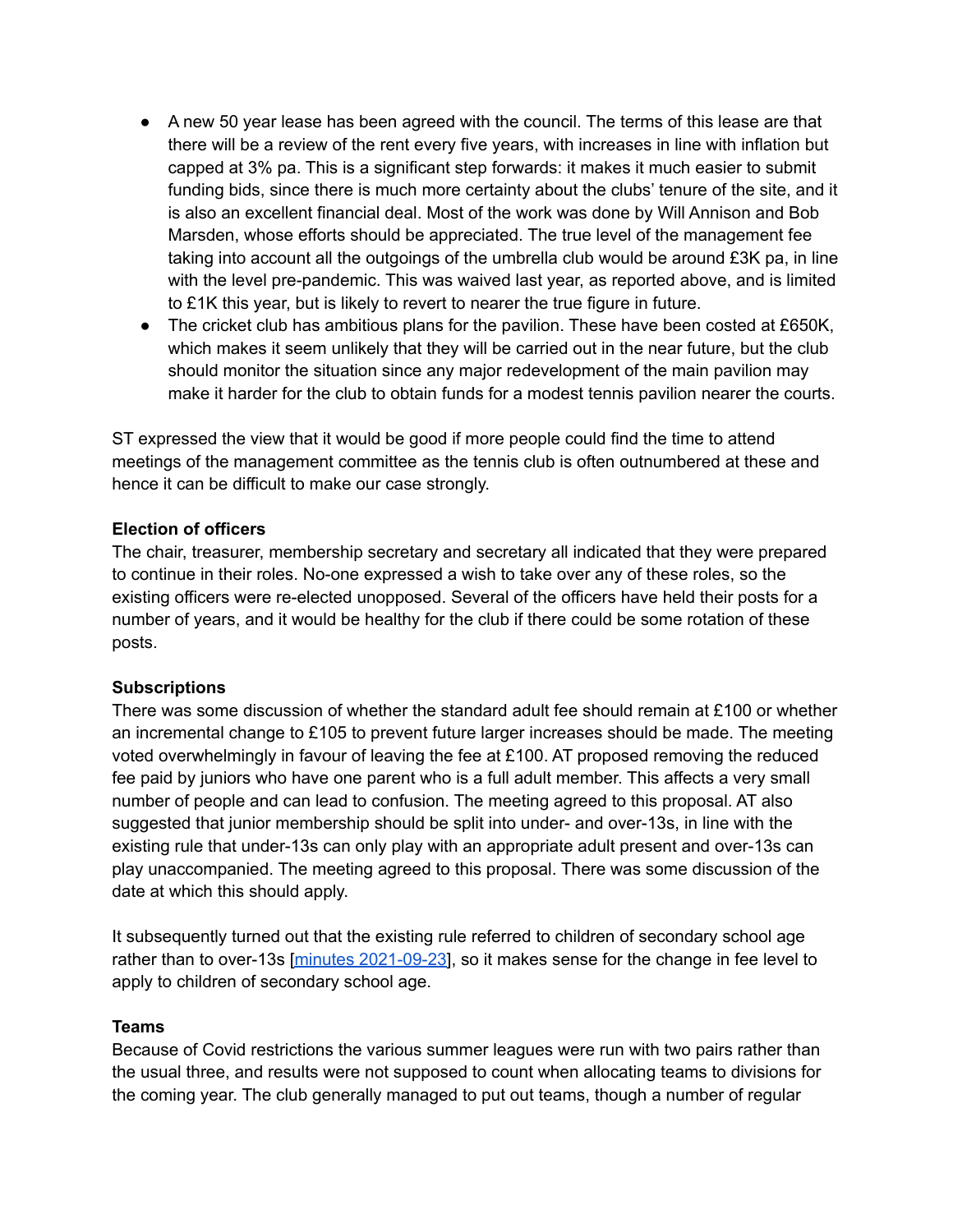- A new 50 year lease has been agreed with the council. The terms of this lease are that there will be a review of the rent every five years, with increases in line with inflation but capped at 3% pa. This is a significant step forwards: it makes it much easier to submit funding bids, since there is much more certainty about the clubs' tenure of the site, and it is also an excellent financial deal. Most of the work was done by Will Annison and Bob Marsden, whose efforts should be appreciated. The true level of the management fee taking into account all the outgoings of the umbrella club would be around £3K pa, in line with the level pre-pandemic. This was waived last year, as reported above, and is limited to £1K this year, but is likely to revert to nearer the true figure in future.
- The cricket club has ambitious plans for the pavilion. These have been costed at £650K, which makes it seem unlikely that they will be carried out in the near future, but the club should monitor the situation since any major redevelopment of the main pavilion may make it harder for the club to obtain funds for a modest tennis pavilion nearer the courts.

ST expressed the view that it would be good if more people could find the time to attend meetings of the management committee as the tennis club is often outnumbered at these and hence it can be difficult to make our case strongly.

**Election of officers**

The chair, treasurer, membership secretary and secretary all indicated that they were prepared to continue in their roles. No-one expressed a wish to take over any of these roles, so the existing officers were re-elected unopposed. Several of the officers have held their posts for a number of years, and it would be healthy for the club if there could be some rotation of these posts.

**Subscriptions**

There was some discussion of whether the standard adult fee should remain at £100 or whether an incremental change to £105 to prevent future larger increases should be made. The meeting voted overwhelmingly in favour of leaving the fee at £100. AT proposed removing the reduced fee paid by juniors who have one parent who is a full adult member. This affects a very small number of people and can lead to confusion. The meeting agreed to this proposal. AT also suggested that junior membership should be split into under- and over-13s, in line with the existing rule that under-13s can only play with an appropriate adult present and over-13s can play unaccompanied. The meeting agreed to this proposal. There was some discussion of the date at which this should apply.

It subsequently turned out that the existing rule referred to children of secondary school age rather than to over-13s [minutes 2021-09-23], so it makes sense for the change in fee level to apply to children of secondary school age.

**Teams**

Because of Covid restrictions the various summer leagues were run with two pairs rather than the usual three, and results were not supposed to count when allocating teams to divisions for the coming year. The club generally managed to put out teams, though a number of regular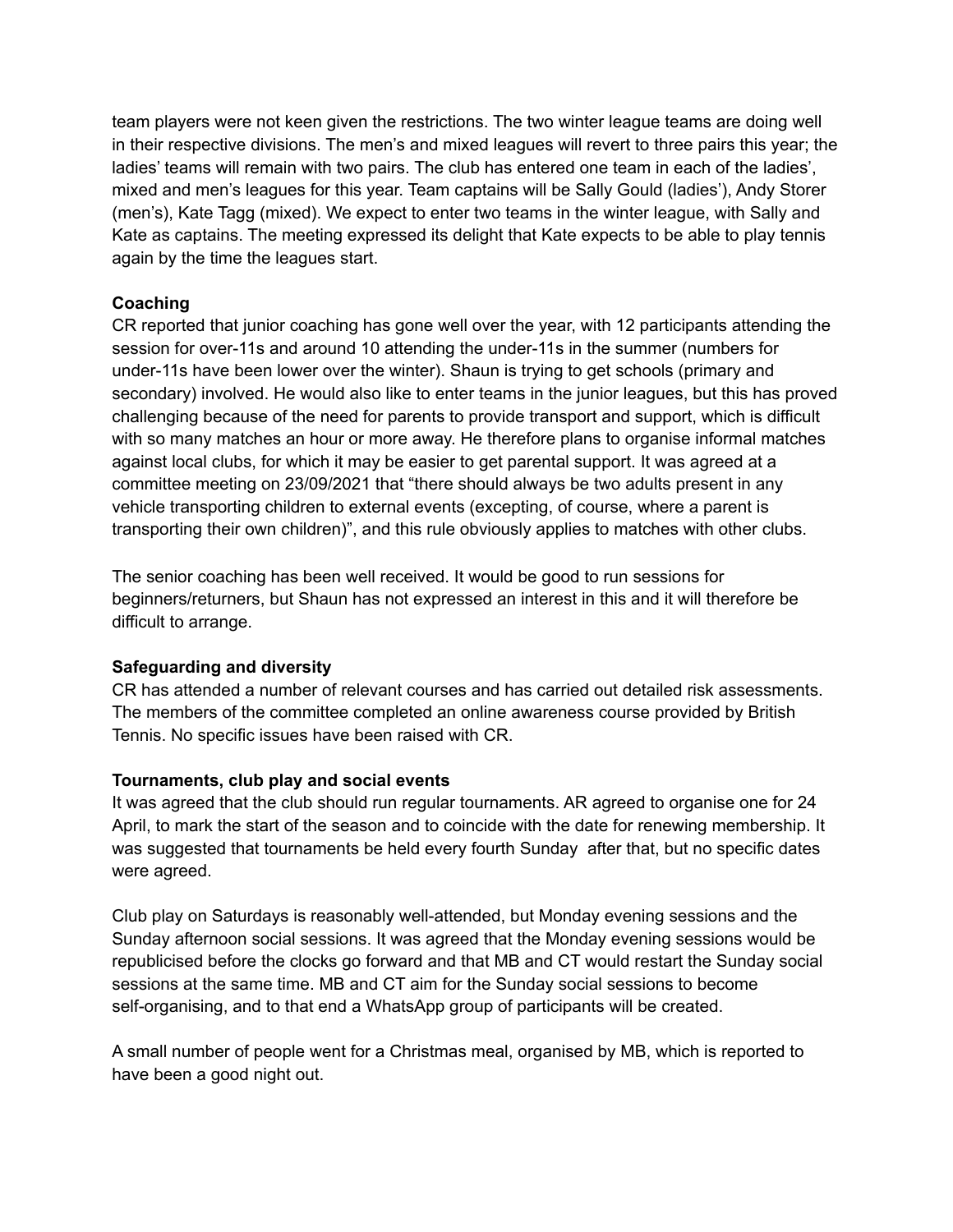team players were not keen given the restrictions. The two winter league teams are doing well in their respective divisions. The men's and mixed leagues will revert to three pairs this year; the ladies' teams will remain with two pairs. The club has entered one team in each of the ladies', mixed and men's leagues for this year. Team captains will be Sally Gould (ladies'), Andy Storer (men's), Kate Tagg (mixed). We expect to enter two teams in the winter league, with Sally and Kate as captains. The meeting expressed its delight that Kate expects to be able to play tennis again by the time the leagues start.

**Coaching**

CR reported that junior coaching has gone well over the year, with 12 participants attending the session for over-11s and around 10 attending the under-11s in the summer (numbers for under-11s have been lower over the winter). Shaun is trying to get schools (primary and secondary) involved. He would also like to enter teams in the junior leagues, but this has proved challenging because of the need for parents to provide transport and support, which is difficult with so many matches an hour or more away. He therefore plans to organise informal matches against local clubs, for which it may be easier to get parental support. It was agreed at a committee meeting on 23/09/2021 that "there should always be two adults present in any vehicle transporting children to external events (excepting, of course, where a parent is transporting their own children)", and this rule obviously applies to matches with other clubs.

The senior coaching has been well received. It would be good to run sessions for beginners/returners, but Shaun has not expressed an interest in this and it will therefore be difficult to arrange.

**Safeguarding and diversity**

CR has attended a number of relevant courses and has carried out detailed risk assessments. The members of the committee completed an online awareness course provided by British Tennis. No specific issues have been raised with CR.

**Tournaments, club play and social events**

It was agreed that the club should run regular tournaments. AR agreed to organise one for 24 April, to mark the start of the season and to coincide with the date for renewing membership. It was suggested that tournaments be held every fourth Sunday after that, but no specific dates were agreed.

Club play on Saturdays is reasonably well-attended, but Monday evening sessions and the Sunday afternoon social sessions. It was agreed that the Monday evening sessions would be republicised before the clocks go forward and that MB and CT would restart the Sunday social sessions at the same time. MB and CT aim for the Sunday social sessions to become self-organising, and to that end a WhatsApp group of participants will be created.

A small number of people went for a Christmas meal, organised by MB, which is reported to have been a good night out.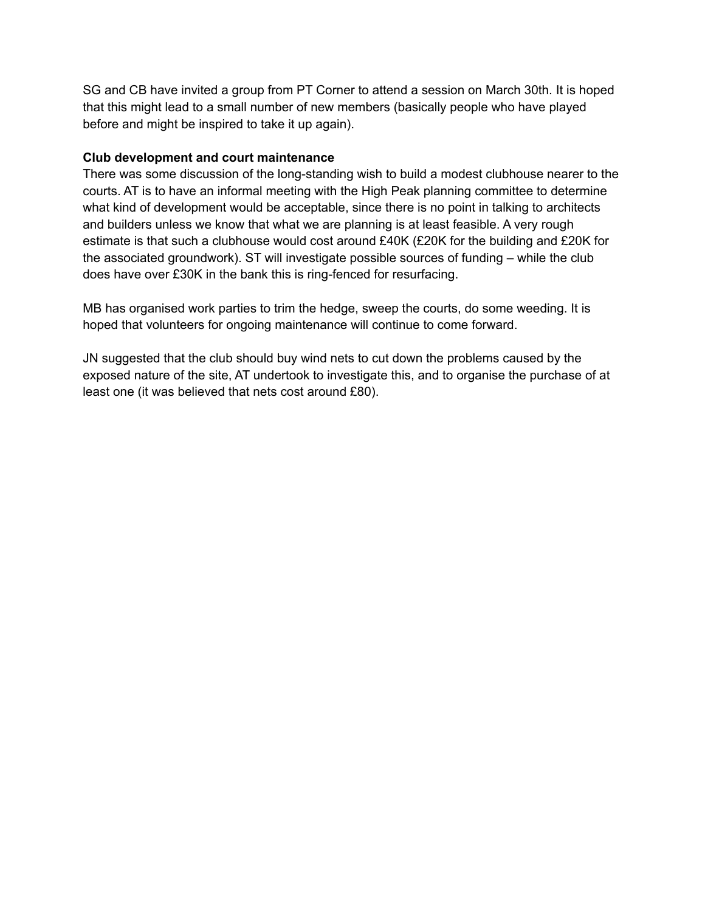SG and CB have invited a group from PT Corner to attend a session on March 30th. It is hoped that this might lead to a small number of new members (basically people who have played before and might be inspired to take it up again).

**Club development and court maintenance**

There was some discussion of the long-standing wish to build a modest clubhouse nearer to the courts. AT is to have an informal meeting with the High Peak planning committee to determine what kind of development would be acceptable, since there is no point in talking to architects and builders unless we know that what we are planning is at least feasible. A very rough estimate is that such a clubhouse would cost around £40K (£20K for the building and £20K for the associated groundwork). ST will investigate possible sources of funding – while the club does have over £30K in the bank this is ring-fenced for resurfacing.

MB has organised work parties to trim the hedge, sweep the courts, do some weeding. It is hoped that volunteers for ongoing maintenance will continue to come forward.

JN suggested that the club should buy wind nets to cut down the problems caused by the exposed nature of the site, AT undertook to investigate this, and to organise the purchase of at least one (it was believed that nets cost around £80).